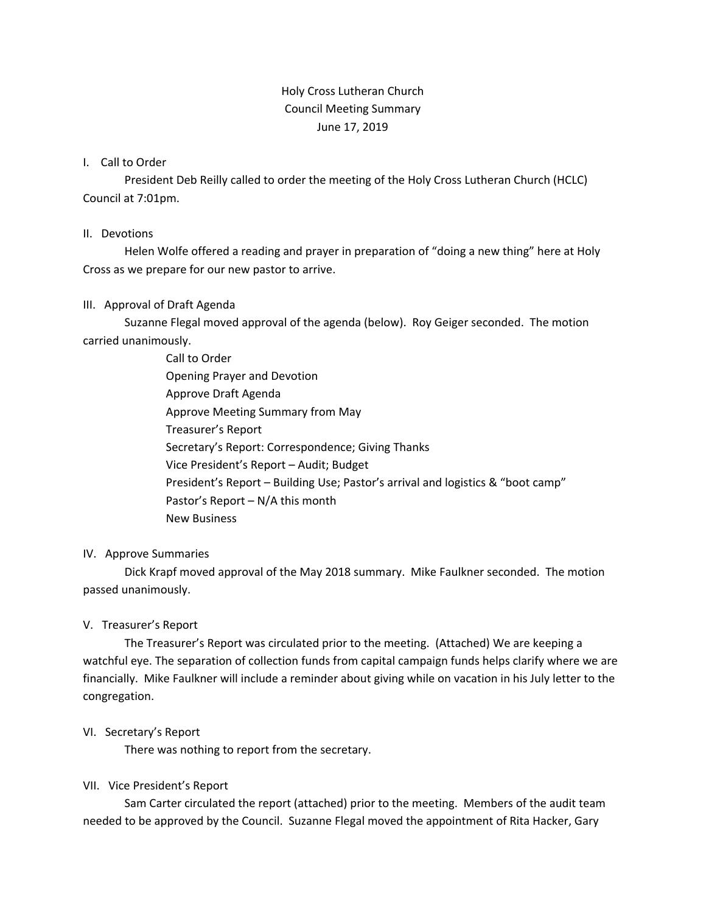# Holy Cross Lutheran Church
## Council Meeting Summary
### June 17, 2019

I. Call to Order

President Deb Reilly called to order the meeting of the Holy Cross Lutheran Church (HCLC) Council at 7:01pm.

II. Devotions

Helen Wolfe offered a reading and prayer in preparation of "doing a new thing" here at Holy Cross as we prepare for our new pastor to arrive.

III. Approval of Draft Agenda

Suzanne Flegal moved approval of the agenda (below). Roy Geiger seconded. The motion carried unanimously.

- Call to Order
- Opening Prayer and Devotion
- Approve Draft Agenda
- Approve Meeting Summary from May
- Treasurer's Report
- Secretary's Report: Correspondence; Giving Thanks
- Vice President's Report – Audit; Budget
- President's Report – Building Use; Pastor's arrival and logistics & "boot camp"
- Pastor's Report – N/A this month
- New Business

IV. Approve Summaries

Dick Krapf moved approval of the May 2018 summary. Mike Faulkner seconded. The motion passed unanimously.

V. Treasurer's Report

The Treasurer's Report was circulated prior to the meeting. (Attached) We are keeping a watchful eye. The separation of collection funds from capital campaign funds helps clarify where we are financially. Mike Faulkner will include a reminder about giving while on vacation in his July letter to the congregation.

VI. Secretary's Report

There was nothing to report from the secretary.

VII. Vice President's Report

Sam Carter circulated the report (attached) prior to the meeting. Members of the audit team needed to be approved by the Council. Suzanne Flegal moved the appointment of Rita Hacker, Gary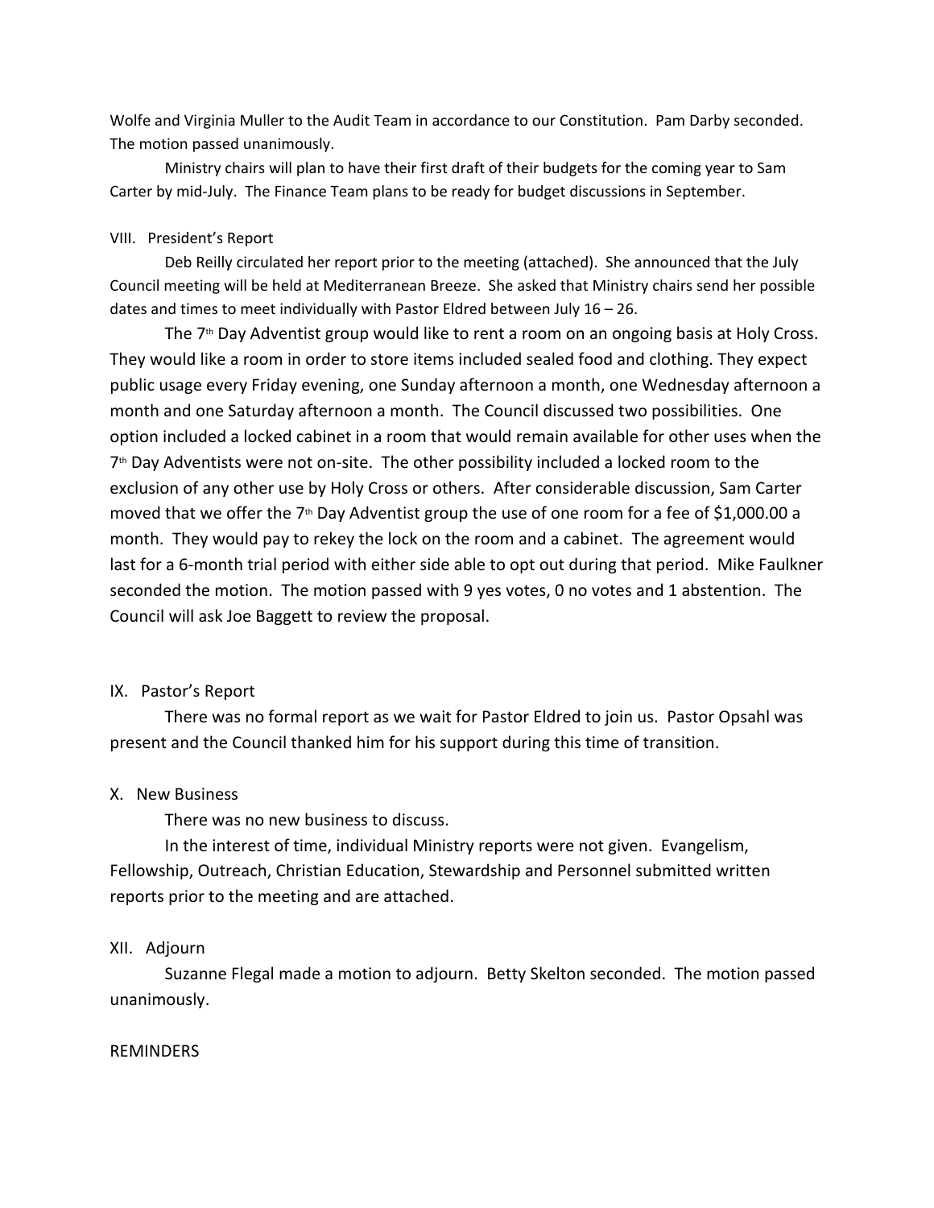Wolfe and Virginia Muller to the Audit Team in accordance to our Constitution. Pam Darby seconded. The motion passed unanimously.

Ministry chairs will plan to have their first draft of their budgets for the coming year to Sam Carter by mid-July. The Finance Team plans to be ready for budget discussions in September.

VIII. President's Report

Deb Reilly circulated her report prior to the meeting (attached). She announced that the July Council meeting will be held at Mediterranean Breeze. She asked that Ministry chairs send her possible dates and times to meet individually with Pastor Eldred between July 16 – 26.

The 7th Day Adventist group would like to rent a room on an ongoing basis at Holy Cross. They would like a room in order to store items included sealed food and clothing. They expect public usage every Friday evening, one Sunday afternoon a month, one Wednesday afternoon a month and one Saturday afternoon a month. The Council discussed two possibilities. One option included a locked cabinet in a room that would remain available for other uses when the 7th Day Adventists were not on-site. The other possibility included a locked room to the exclusion of any other use by Holy Cross or others. After considerable discussion, Sam Carter moved that we offer the 7th Day Adventist group the use of one room for a fee of $1,000.00 a month. They would pay to rekey the lock on the room and a cabinet. The agreement would last for a 6-month trial period with either side able to opt out during that period. Mike Faulkner seconded the motion. The motion passed with 9 yes votes, 0 no votes and 1 abstention. The Council will ask Joe Baggett to review the proposal.

IX. Pastor's Report

There was no formal report as we wait for Pastor Eldred to join us. Pastor Opsahl was present and the Council thanked him for his support during this time of transition.

X. New Business

There was no new business to discuss.

In the interest of time, individual Ministry reports were not given. Evangelism, Fellowship, Outreach, Christian Education, Stewardship and Personnel submitted written reports prior to the meeting and are attached.

XII. Adjourn

Suzanne Flegal made a motion to adjourn. Betty Skelton seconded. The motion passed unanimously.

REMINDERS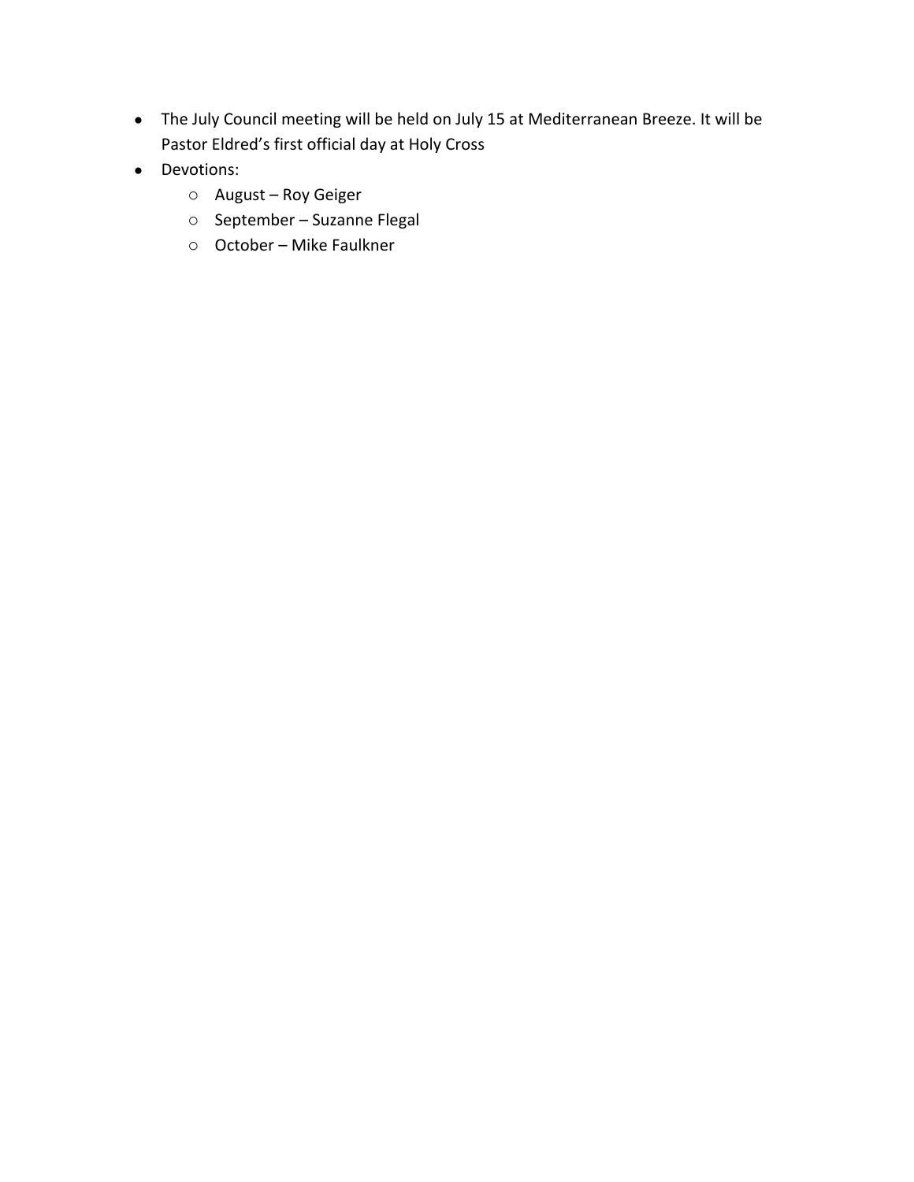- The July Council meeting will be held on July 15 at Mediterranean Breeze. It will be Pastor Eldred's first official day at Holy Cross
- Devotions:
  - August – Roy Geiger
  - September – Suzanne Flegal
  - October – Mike Faulkner